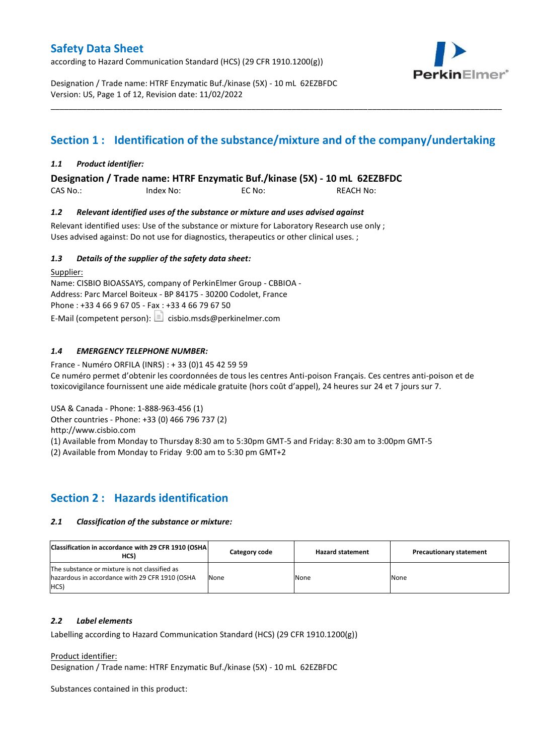# Safety Data Sheet

according to Hazard Communication Standard (HCS) (29 CFR 1910.1200(g))

Designation / Trade name: HTRF Enzymatic Buf./kinase (5X) - 10 mL 62EZBFDC
Version: US, Page 1 of 12, Revision date: 11/02/2022

## Section 1 : Identification of the substance/mixture and of the company/undertaking

### *1.1 Product identifier:*

**Designation / Trade name: HTRF Enzymatic Buf./kinase (5X) - 10 mL 62EZBFDC**

CAS No.: Index No: EC No: REACH No:

### *1.2 Relevant identified uses of the substance or mixture and uses advised against*

Relevant identified uses: Use of the substance or mixture for Laboratory Research use only ;
Uses advised against: Do not use for diagnostics, therapeutics or other clinical uses. ;

### *1.3 Details of the supplier of the safety data sheet:*

Supplier:
Name: CISBIO BIOASSAYS, company of PerkinElmer Group - CBBIOA -
Address: Parc Marcel Boiteux - BP 84175 - 30200 Codolet, France
Phone : +33 4 66 9 67 05 - Fax : +33 4 66 79 67 50
E-Mail (competent person): cisbio.msds@perkinelmer.com

### *1.4 EMERGENCY TELEPHONE NUMBER:*

France - Numéro ORFILA (INRS) : + 33 (0)1 45 42 59 59
Ce numéro permet d'obtenir les coordonnées de tous les centres Anti-poison Français. Ces centres anti-poison et de toxicovigilance fournissent une aide médicale gratuite (hors coût d'appel), 24 heures sur 24 et 7 jours sur 7.

USA & Canada - Phone: 1-888-963-456 (1)
Other countries - Phone: +33 (0) 466 796 737 (2)
http://www.cisbio.com
(1) Available from Monday to Thursday 8:30 am to 5:30pm GMT-5 and Friday: 8:30 am to 3:00pm GMT-5
(2) Available from Monday to Friday 9:00 am to 5:30 pm GMT+2

## Section 2 : Hazards identification

### *2.1 Classification of the substance or mixture:*

| Classification in accordance with 29 CFR 1910 (OSHA HCS) | Category code | Hazard statement | Precautionary statement |
|---|---|---|---|
| The substance or mixture is not classified as hazardous in accordance with 29 CFR 1910 (OSHA HCS) | None | None | None |

### *2.2 Label elements*

Labelling according to Hazard Communication Standard (HCS) (29 CFR 1910.1200(g))

Product identifier:
Designation / Trade name: HTRF Enzymatic Buf./kinase (5X) - 10 mL 62EZBFDC

Substances contained in this product: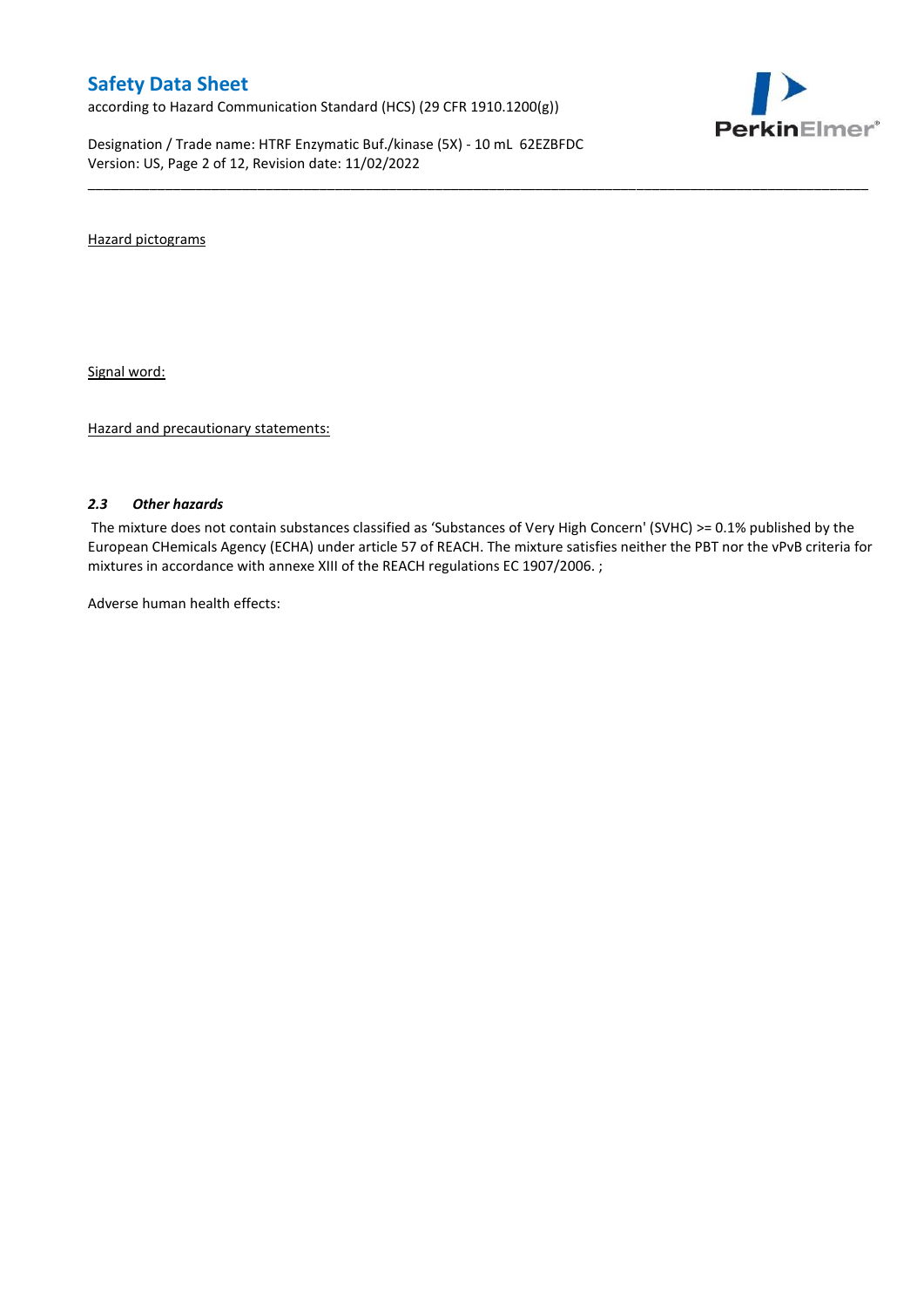Hazard pictograms

Signal word:

Hazard and precautionary statements:

### *2.3 Other hazards*

The mixture does not contain substances classified as 'Substances of Very High Concern' (SVHC) >= 0.1% published by the European CHemicals Agency (ECHA) under article 57 of REACH. The mixture satisfies neither the PBT nor the vPvB criteria for mixtures in accordance with annexe XIII of the REACH regulations EC 1907/2006. ;

Adverse human health effects: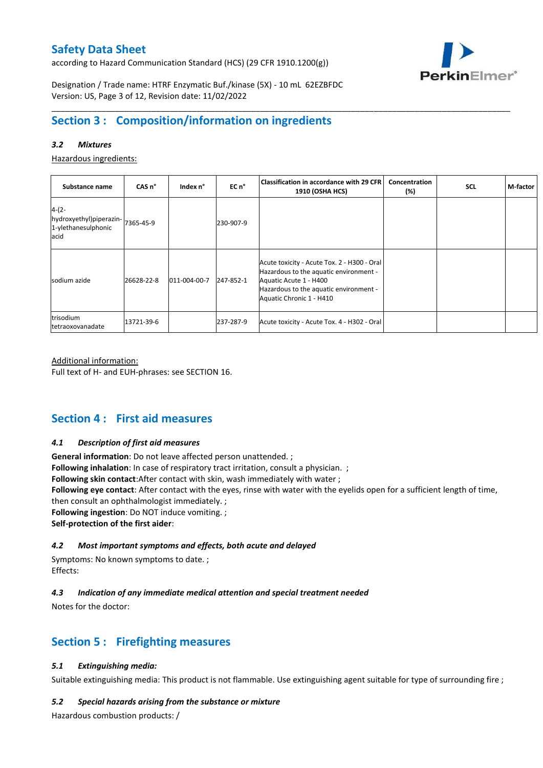## Section 3 : Composition/information on ingredients

### *3.2 Mixtures*

Hazardous ingredients:

| Substance name | CAS n° | Index n° | EC n° | Classification in accordance with 29 CFR 1910 (OSHA HCS) | Concentration (%) | SCL | M-factor |
|---|---|---|---|---|---|---|---|
| 4-(2-hydroxyethyl)piperazin-1-ylethanesulphonic acid | 7365-45-9 | | 230-907-9 | | | | |
| sodium azide | 26628-22-8 | 011-004-00-7 | 247-852-1 | Acute toxicity - Acute Tox. 2 - H300 - Oral<br>Hazardous to the aquatic environment - Aquatic Acute 1 - H400<br>Hazardous to the aquatic environment - Aquatic Chronic 1 - H410 | | | |
| trisodium tetraoxovanadate | 13721-39-6 | | 237-287-9 | Acute toxicity - Acute Tox. 4 - H302 - Oral | | | |

Additional information:
Full text of H- and EUH-phrases: see SECTION 16.

## Section 4 : First aid measures

### *4.1 Description of first aid measures*

**General information**: Do not leave affected person unattended. ;
**Following inhalation**: In case of respiratory tract irritation, consult a physician. ;
**Following skin contact**:After contact with skin, wash immediately with water ;
**Following eye contact**: After contact with the eyes, rinse with water with the eyelids open for a sufficient length of time, then consult an ophthalmologist immediately. ;
**Following ingestion**: Do NOT induce vomiting. ;
**Self-protection of the first aider**:

### *4.2 Most important symptoms and effects, both acute and delayed*

Symptoms: No known symptoms to date. ;
Effects:

### *4.3 Indication of any immediate medical attention and special treatment needed*

Notes for the doctor:

## Section 5 : Firefighting measures

### *5.1 Extinguishing media:*

Suitable extinguishing media: This product is not flammable. Use extinguishing agent suitable for type of surrounding fire ;

### *5.2 Special hazards arising from the substance or mixture*

Hazardous combustion products: /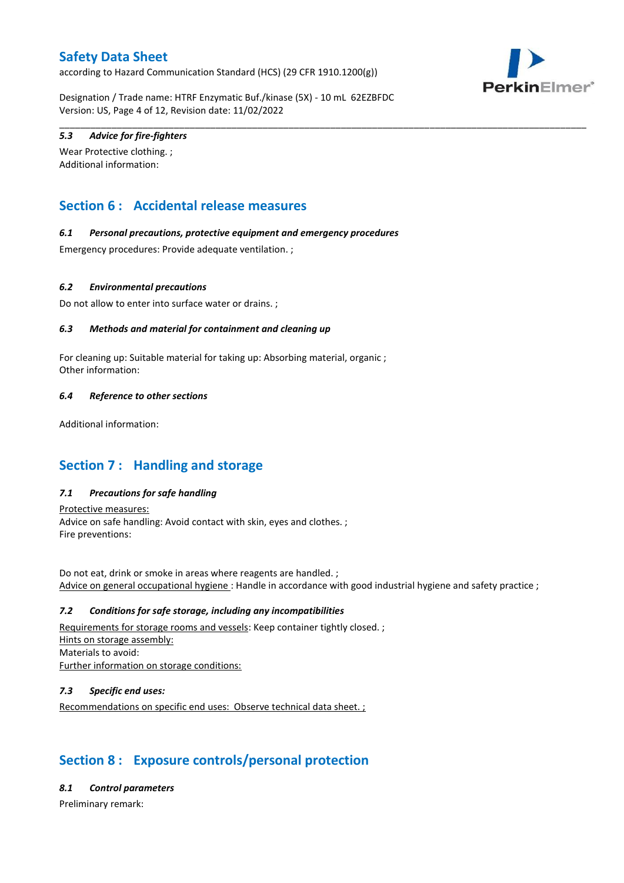### 5.3 Advice for fire-fighters

Wear Protective clothing. ;
Additional information:

## Section 6 : Accidental release measures

### 6.1 Personal precautions, protective equipment and emergency procedures

Emergency procedures: Provide adequate ventilation. ;

### 6.2 Environmental precautions

Do not allow to enter into surface water or drains. ;

### 6.3 Methods and material for containment and cleaning up

For cleaning up: Suitable material for taking up: Absorbing material, organic ;
Other information:

### 6.4 Reference to other sections

Additional information:

## Section 7 : Handling and storage

### 7.1 Precautions for safe handling

Protective measures:
Advice on safe handling: Avoid contact with skin, eyes and clothes. ;
Fire preventions:

Do not eat, drink or smoke in areas where reagents are handled. ;
Advice on general occupational hygiene : Handle in accordance with good industrial hygiene and safety practice ;

### 7.2 Conditions for safe storage, including any incompatibilities

Requirements for storage rooms and vessels: Keep container tightly closed. ;
Hints on storage assembly:
Materials to avoid:
Further information on storage conditions:

### 7.3 Specific end uses:

Recommendations on specific end uses: Observe technical data sheet. ;

## Section 8 : Exposure controls/personal protection

### 8.1 Control parameters

Preliminary remark: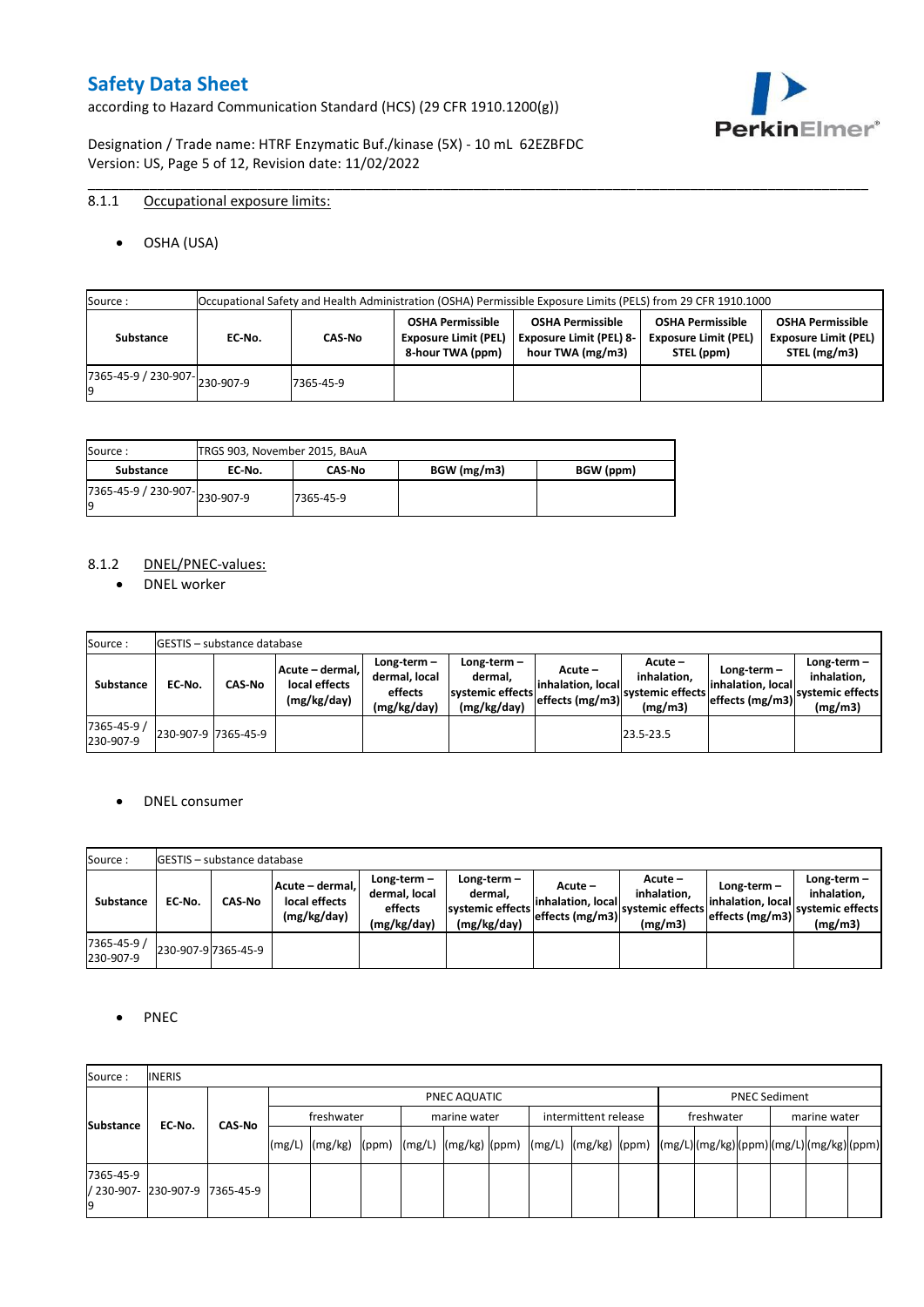### 8.1.1 Occupational exposure limits:

- OSHA (USA)

| Source : | Occupational Safety and Health Administration (OSHA) Permissible Exposure Limits (PELS) from 29 CFR 1910.1000 | | | | | |
|---|---|---|---|---|---|---|
| **Substance** | **EC-No.** | **CAS-No** | **OSHA Permissible Exposure Limit (PEL) 8-hour TWA (ppm)** | **OSHA Permissible Exposure Limit (PEL) 8-hour TWA (mg/m3)** | **OSHA Permissible Exposure Limit (PEL) STEL (ppm)** | **OSHA Permissible Exposure Limit (PEL) STEL (mg/m3)** |
| 7365-45-9 / 230-907-9 | 230-907-9 | 7365-45-9 | | | | |

| Source : | TRGS 903, November 2015, BAuA | | | |
|---|---|---|---|---|
| **Substance** | **EC-No.** | **CAS-No** | **BGW (mg/m3)** | **BGW (ppm)** |
| 7365-45-9 / 230-907-9 | 230-907-9 | 7365-45-9 | | |

### 8.1.2 DNEL/PNEC-values:

- DNEL worker

| Source : | GESTIS – substance database | | | | | | | | | |
|---|---|---|---|---|---|---|---|---|---|---|
| **Substance** | **EC-No.** | **CAS-No** | **Acute – dermal, local effects (mg/kg/day)** | **Long-term – dermal, local effects (mg/kg/day)** | **Long-term – dermal, systemic effects (mg/kg/day)** | **Acute – inhalation, local effects (mg/m3)** | **Acute – inhalation, systemic effects (mg/m3)** | **Long-term – inhalation, local effects (mg/m3)** | **Long-term – inhalation, systemic effects (mg/m3)** |
| 7365-45-9 / 230-907-9 | 230-907-9 | 7365-45-9 | | | | | 23.5-23.5 | | |

- DNEL consumer

| Source : | GESTIS – substance database | | | | | | | | | |
|---|---|---|---|---|---|---|---|---|---|---|
| **Substance** | **EC-No.** | **CAS-No** | **Acute – dermal, local effects (mg/kg/day)** | **Long-term – dermal, local effects (mg/kg/day)** | **Long-term – dermal, systemic effects (mg/kg/day)** | **Acute – inhalation, local effects (mg/m3)** | **Acute – inhalation, systemic effects (mg/m3)** | **Long-term – inhalation, local effects (mg/m3)** | **Long-term – inhalation, systemic effects (mg/m3)** |
| 7365-45-9 / 230-907-9 | 230-907-9 | 7365-45-9 | | | | | | | |

- PNEC

| Source : | INERIS | | | | | | | | | | | | | | | | | |
|---|---|---|---|---|---|---|---|---|---|---|---|---|---|---|---|---|---|---|
| **Substance** | **EC-No.** | **CAS-No** | PNEC AQUATIC | | | | | | | | | PNEC Sediment | | | | | |
| | | | freshwater | | | marine water | | | intermittent release | | | freshwater | | | marine water | | |
| | | | (mg/L) | (mg/kg) | (ppm) | (mg/L) | (mg/kg) | (ppm) | (mg/L) | (mg/kg) | (ppm) | (mg/L) | (mg/kg) | (ppm) | (mg/L) | (mg/kg) | (ppm) |
| 7365-45-9 / 230-907-9 | 230-907-9 | 7365-45-9 | | | | | | | | | | | | | | | |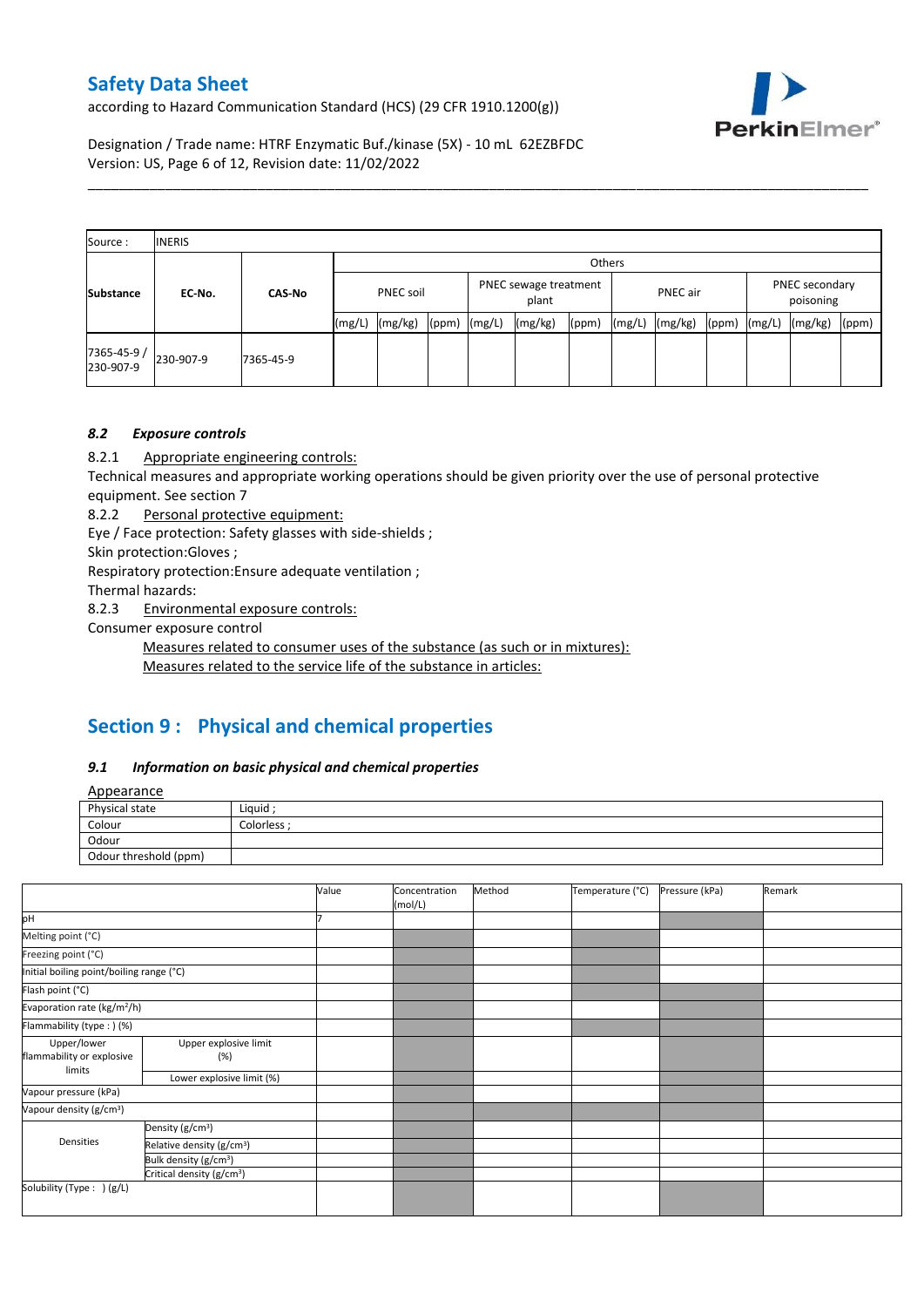| Source : | INERIS | | | | | | | | | | | | | | |
|---|---|---|---|---|---|---|---|---|---|---|---|---|---|---|---|
| | | | Others | | | | | | | | | | | | |
| Substance | EC-No. | CAS-No | PNEC soil | | | PNEC sewage treatment plant | | | PNEC air | | | PNEC secondary poisoning | | | |
| | | | (mg/L) | (mg/kg) | (ppm) | (mg/L) | (mg/kg) | (ppm) | (mg/L) | (mg/kg) | (ppm) | (mg/L) | (mg/kg) | (ppm) | |
| 7365-45-9 / 230-907-9 | 230-907-9 | 7365-45-9 | | | | | | | | | | | | | |

### *8.2 Exposure controls*

8.2.1 Appropriate engineering controls:

Technical measures and appropriate working operations should be given priority over the use of personal protective equipment. See section 7

8.2.2 Personal protective equipment:

Eye / Face protection: Safety glasses with side-shields ;

Skin protection:Gloves ;

Respiratory protection:Ensure adequate ventilation ;

Thermal hazards:

8.2.3 Environmental exposure controls:

Consumer exposure control

Measures related to consumer uses of the substance (as such or in mixtures):

Measures related to the service life of the substance in articles:

## Section 9 : Physical and chemical properties

### *9.1 Information on basic physical and chemical properties*

Appearance

| | |
|---|---|
| Physical state | Liquid ; |
| Colour | Colorless ; |
| Odour | |
| Odour threshold (ppm) | |

| | | Value | Concentration (mol/L) | Method | Temperature (°C) | Pressure (kPa) | Remark |
|---|---|---|---|---|---|---|---|
| pH | | 7 | | | | | |
| Melting point (°C) | | | | | | | |
| Freezing point (°C) | | | | | | | |
| Initial boiling point/boiling range (°C) | | | | | | | |
| Flash point (°C) | | | | | | | |
| Evaporation rate (kg/m²/h) | | | | | | | |
| Flammability (type : ) (%) | | | | | | | |
| Upper/lower flammability or explosive limits | Upper explosive limit (%) | | | | | | |
| | Lower explosive limit (%) | | | | | | |
| Vapour pressure (kPa) | | | | | | | |
| Vapour density (g/cm³) | | | | | | | |
| Densities | Density (g/cm³) | | | | | | |
| | Relative density (g/cm³) | | | | | | |
| | Bulk density (g/cm³) | | | | | | |
| | Critical density (g/cm³) | | | | | | |
| Solubility (Type : ) (g/L) | | | | | | | |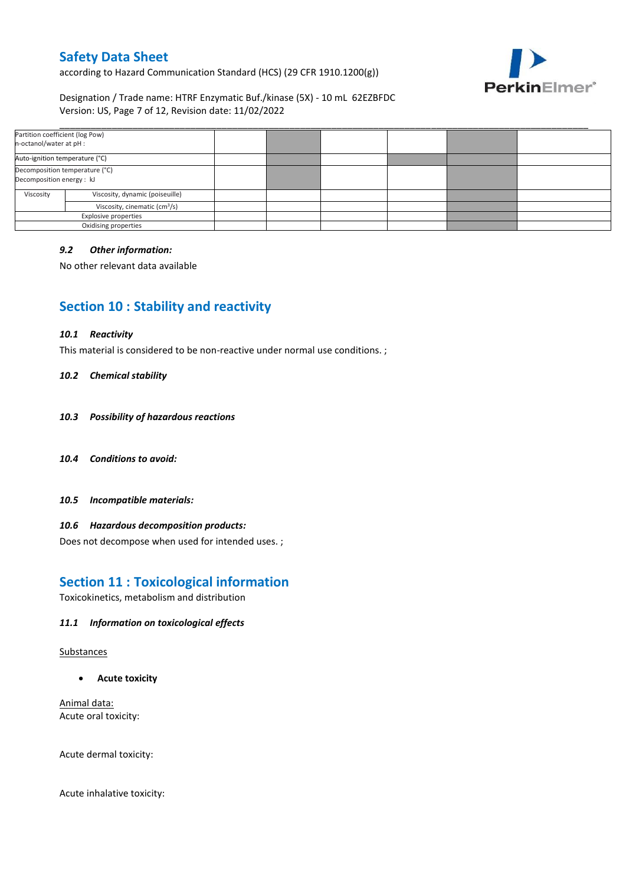| Partition coefficient (log Pow) n-octanol/water at pH : | | | | | | | |
|---|---|---|---|---|---|---|---|
| Auto-ignition temperature (°C) | | | | | | | |
| Decomposition temperature (°C) Decomposition energy : kJ | | | | | | | |
| Viscosity | Viscosity, dynamic (poiseuille) | | | | | | |
| | Viscosity, cinematic ($cm^3/s$) | | | | | | |
| Explosive properties | | | | | | | |
| Oxidising properties | | | | | | | |

### *9.2 Other information:*

No other relevant data available

## Section 10 : Stability and reactivity

### *10.1 Reactivity*

This material is considered to be non-reactive under normal use conditions. ;

### *10.2 Chemical stability*

### *10.3 Possibility of hazardous reactions*

### *10.4 Conditions to avoid:*

### *10.5 Incompatible materials:*

### *10.6 Hazardous decomposition products:*

Does not decompose when used for intended uses. ;

## Section 11 : Toxicological information

Toxicokinetics, metabolism and distribution

### *11.1 Information on toxicological effects*

Substances

- **Acute toxicity**

Animal data:
Acute oral toxicity:

Acute dermal toxicity:

Acute inhalative toxicity: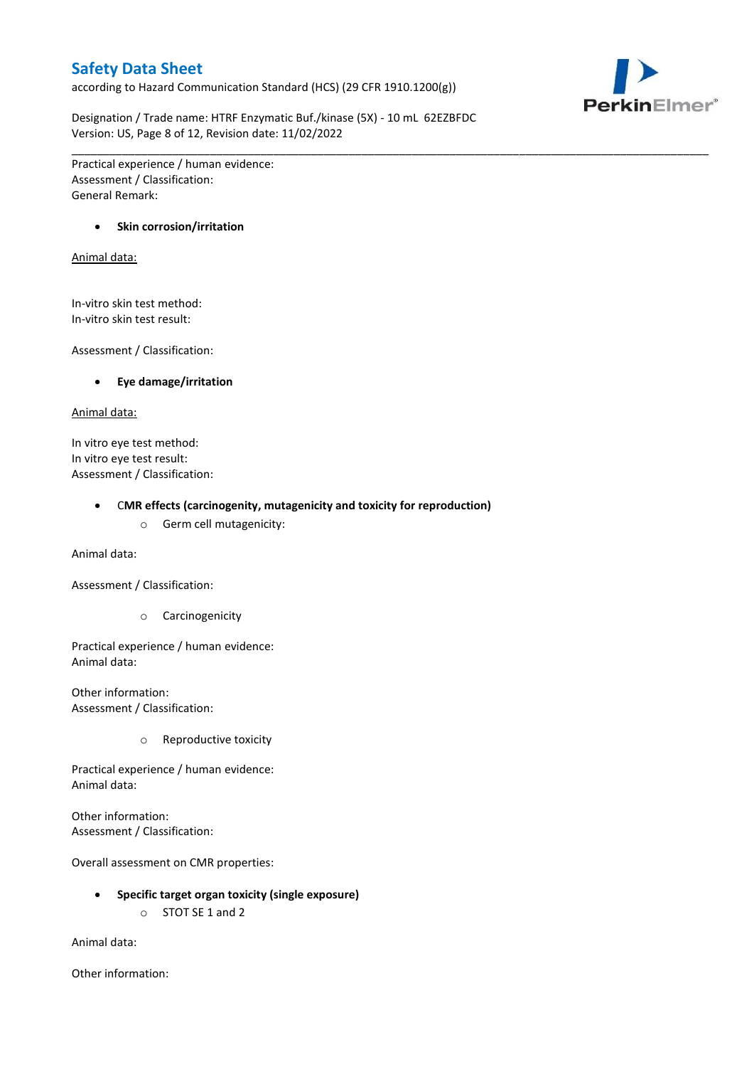Practical experience / human evidence:
Assessment / Classification:
General Remark:

- **Skin corrosion/irritation**

Animal data:

In-vitro skin test method:
In-vitro skin test result:

Assessment / Classification:

- **Eye damage/irritation**

Animal data:

In vitro eye test method:
In vitro eye test result:
Assessment / Classification:

- **CMR effects (carcinogenity, mutagenicity and toxicity for reproduction)**
    - Germ cell mutagenicity:

Animal data:

Assessment / Classification:

- Carcinogenicity

Practical experience / human evidence:
Animal data:

Other information:
Assessment / Classification:

- Reproductive toxicity

Practical experience / human evidence:
Animal data:

Other information:
Assessment / Classification:

Overall assessment on CMR properties:

- **Specific target organ toxicity (single exposure)**
    - STOT SE 1 and 2

Animal data:

Other information: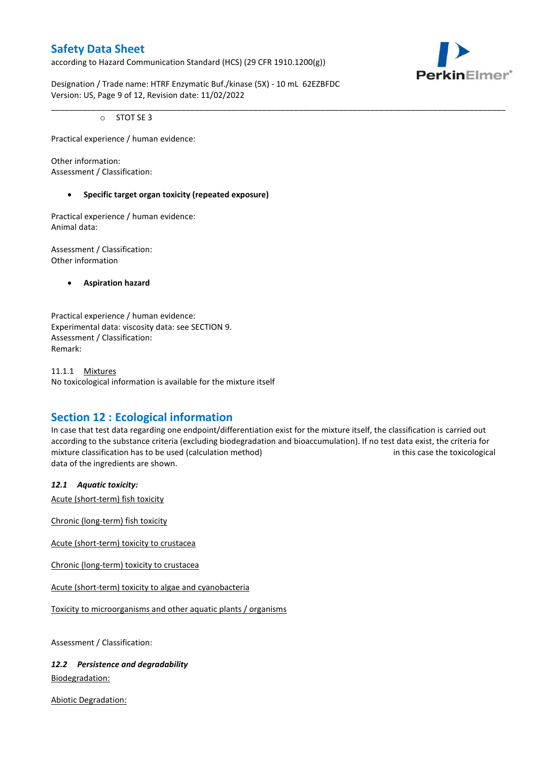- STOT SE 3

Practical experience / human evidence:

Other information:
Assessment / Classification:

- **Specific target organ toxicity (repeated exposure)**

Practical experience / human evidence:
Animal data:

Assessment / Classification:
Other information

- **Aspiration hazard**

Practical experience / human evidence:
Experimental data: viscosity data: see SECTION 9.
Assessment / Classification:
Remark:

11.1.1 Mixtures
No toxicological information is available for the mixture itself

## Section 12 : Ecological information

In case that test data regarding one endpoint/differentiation exist for the mixture itself, the classification is carried out according to the substance criteria (excluding biodegradation and bioaccumulation). If no test data exist, the criteria for mixture classification has to be used (calculation method) in this case the toxicological data of the ingredients are shown.

### *12.1 Aquatic toxicity:*

Acute (short-term) fish toxicity

Chronic (long-term) fish toxicity

Acute (short-term) toxicity to crustacea

Chronic (long-term) toxicity to crustacea

Acute (short-term) toxicity to algae and cyanobacteria

Toxicity to microorganisms and other aquatic plants / organisms

Assessment / Classification:

### *12.2 Persistence and degradability*

Biodegradation:

Abiotic Degradation: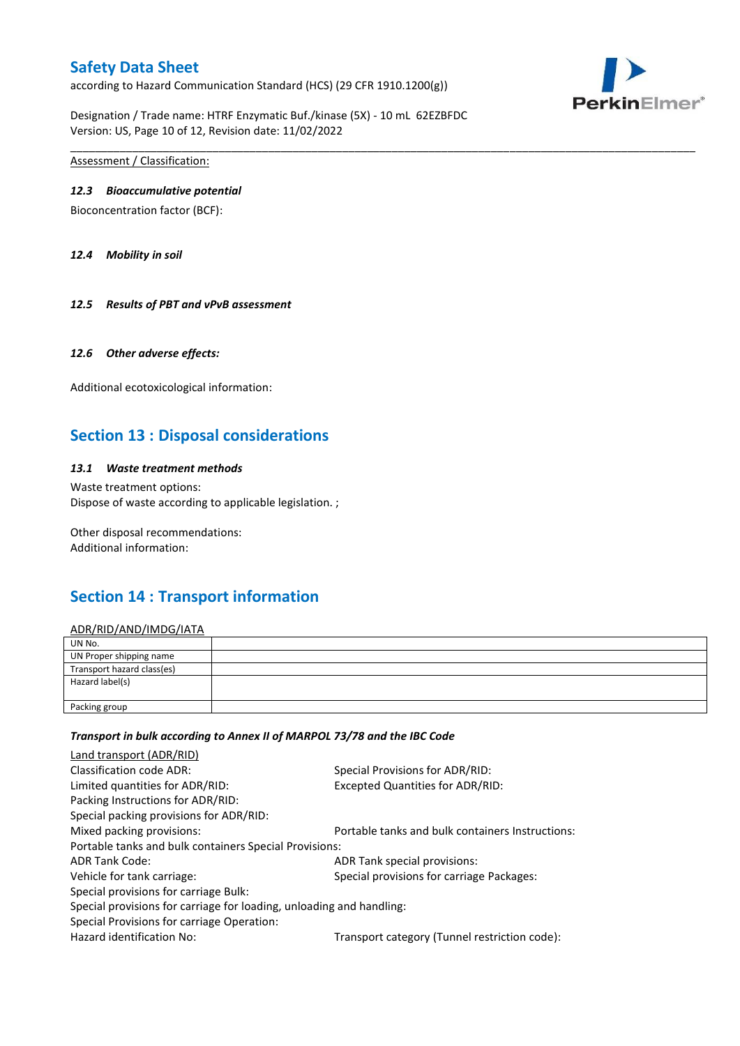Assessment / Classification:

### *12.3 Bioaccumulative potential*

Bioconcentration factor (BCF):

### *12.4 Mobility in soil*

### *12.5 Results of PBT and vPvB assessment*

### *12.6 Other adverse effects:*

Additional ecotoxicological information:

## Section 13 : Disposal considerations

### *13.1 Waste treatment methods*

Waste treatment options:
Dispose of waste according to applicable legislation. ;

Other disposal recommendations:
Additional information:

## Section 14 : Transport information

ADR/RID/AND/IMDG/IATA

| | |
|---|---|
| UN No. | |
| UN Proper shipping name | |
| Transport hazard class(es) | |
| Hazard label(s) | |
| Packing group | |

***Transport in bulk according to Annex II of MARPOL 73/78 and the IBC Code***

Land transport (ADR/RID)

Classification code ADR:
Special Provisions for ADR/RID:
Limited quantities for ADR/RID:
Excepted Quantities for ADR/RID:
Packing Instructions for ADR/RID:
Special packing provisions for ADR/RID:
Mixed packing provisions:
Portable tanks and bulk containers Instructions:
Portable tanks and bulk containers Special Provisions:
ADR Tank Code:
ADR Tank special provisions:
Vehicle for tank carriage:
Special provisions for carriage Packages:
Special provisions for carriage Bulk:
Special provisions for carriage for loading, unloading and handling:
Special Provisions for carriage Operation:
Hazard identification No:
Transport category (Tunnel restriction code):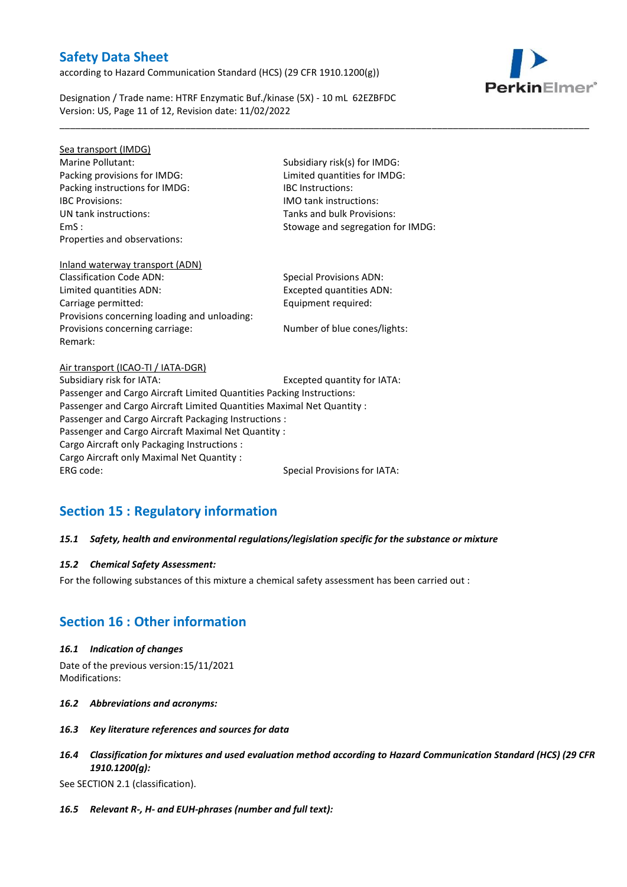Sea transport (IMDG)

Marine Pollutant:

Subsidiary risk(s) for IMDG:

Packing provisions for IMDG:

Limited quantities for IMDG:

Packing instructions for IMDG:

IBC Instructions:

IBC Provisions:

IMO tank instructions:

UN tank instructions:

Tanks and bulk Provisions:

EmS :

Stowage and segregation for IMDG:

Properties and observations:

Inland waterway transport (ADN)

Classification Code ADN:

Special Provisions ADN:

Limited quantities ADN:

Excepted quantities ADN:

Carriage permitted:

Equipment required:

Provisions concerning loading and unloading:

Provisions concerning carriage:

Number of blue cones/lights:

Remark:

Air transport (ICAO-TI / IATA-DGR)

Subsidiary risk for IATA:

Excepted quantity for IATA:

Passenger and Cargo Aircraft Limited Quantities Packing Instructions:

Passenger and Cargo Aircraft Limited Quantities Maximal Net Quantity :

Passenger and Cargo Aircraft Packaging Instructions :

Passenger and Cargo Aircraft Maximal Net Quantity :

Cargo Aircraft only Packaging Instructions :

Cargo Aircraft only Maximal Net Quantity :

ERG code:

Special Provisions for IATA:

## Section 15 : Regulatory information

### *15.1 Safety, health and environmental regulations/legislation specific for the substance or mixture*

### *15.2 Chemical Safety Assessment:*

For the following substances of this mixture a chemical safety assessment has been carried out :

## Section 16 : Other information

### *16.1 Indication of changes*

Date of the previous version:15/11/2021

Modifications:

### *16.2 Abbreviations and acronyms:*

### *16.3 Key literature references and sources for data*

### *16.4 Classification for mixtures and used evaluation method according to Hazard Communication Standard (HCS) (29 CFR 1910.1200(g):*

See SECTION 2.1 (classification).

### *16.5 Relevant R-, H- and EUH-phrases (number and full text):*